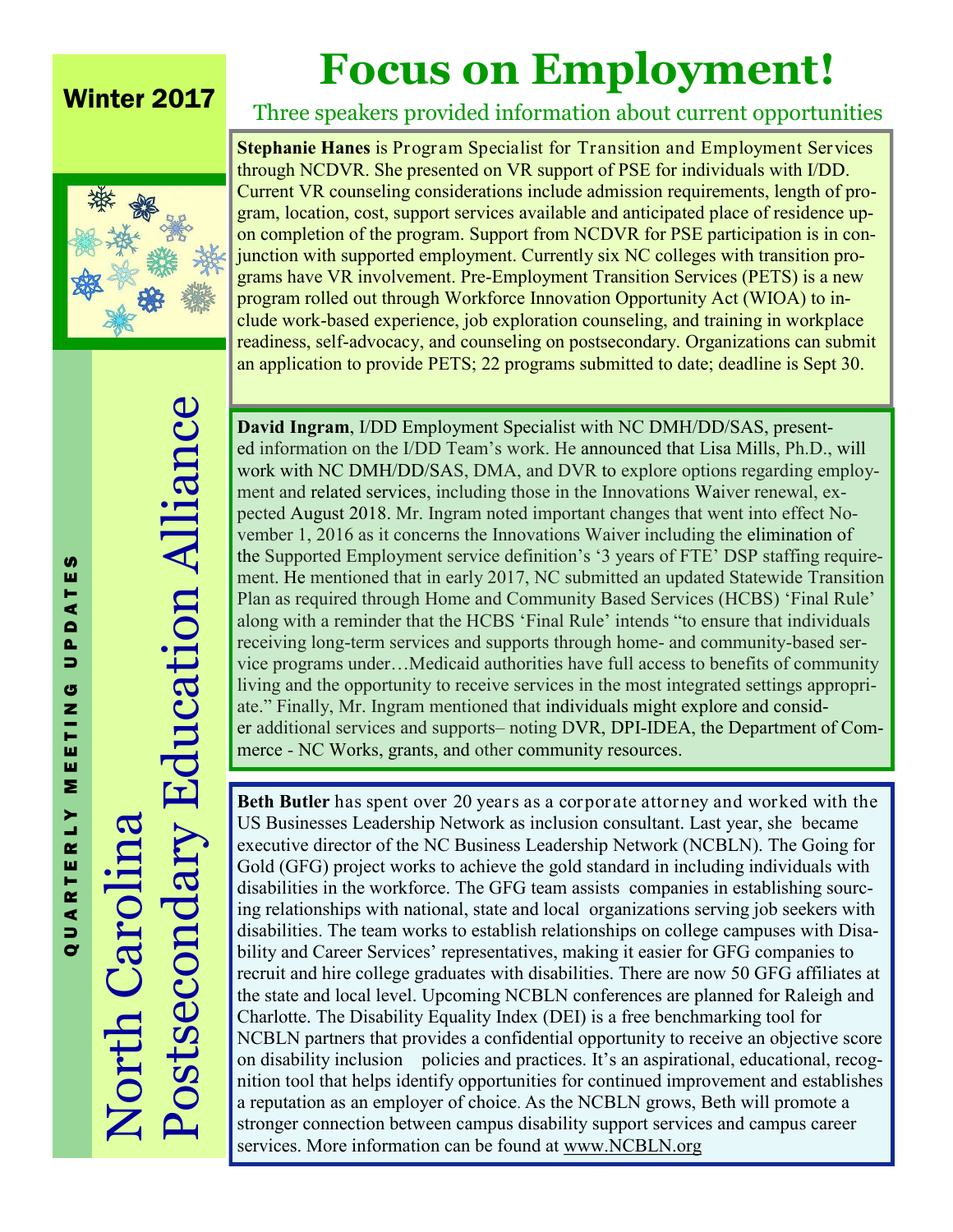Winter 2017

# North Carolina Postsecondary Education Alliance

QUARTERLY MEETING UPDATES

# Focus on Employment!

## Three speakers provided information about current opportunities

**Stephanie Hanes** is Program Specialist for Transition and Employment Services through NCDVR. She presented on VR support of PSE for individuals with I/DD. Current VR counseling considerations include admission requirements, length of program, location, cost, support services available and anticipated place of residence upon completion of the program. Support from NCDVR for PSE participation is in conjunction with supported employment. Currently six NC colleges with transition programs have VR involvement. Pre-Employment Transition Services (PETS) is a new program rolled out through Workforce Innovation Opportunity Act (WIOA) to include work-based experience, job exploration counseling, and training in workplace readiness, self-advocacy, and counseling on postsecondary. Organizations can submit an application to provide PETS; 22 programs submitted to date; deadline is Sept 30.

**David Ingram**, I/DD Employment Specialist with NC DMH/DD/SAS, presented information on the I/DD Team's work. He announced that Lisa Mills, Ph.D., will work with NC DMH/DD/SAS, DMA, and DVR to explore options regarding employment and related services, including those in the Innovations Waiver renewal, expected August 2018. Mr. Ingram noted important changes that went into effect November 1, 2016 as it concerns the Innovations Waiver including the elimination of the Supported Employment service definition's '3 years of FTE' DSP staffing requirement. He mentioned that in early 2017, NC submitted an updated Statewide Transition Plan as required through Home and Community Based Services (HCBS) 'Final Rule' along with a reminder that the HCBS 'Final Rule' intends "to ensure that individuals receiving long-term services and supports through home- and community-based service programs under…Medicaid authorities have full access to benefits of community living and the opportunity to receive services in the most integrated settings appropriate." Finally, Mr. Ingram mentioned that individuals might explore and consider additional services and supports– noting DVR, DPI-IDEA, the Department of Commerce - NC Works, grants, and other community resources.

**Beth Butler** has spent over 20 years as a corporate attorney and worked with the US Businesses Leadership Network as inclusion consultant. Last year, she became executive director of the NC Business Leadership Network (NCBLN). The Going for Gold (GFG) project works to achieve the gold standard in including individuals with disabilities in the workforce. The GFG team assists companies in establishing sourcing relationships with national, state and local organizations serving job seekers with disabilities. The team works to establish relationships on college campuses with Disability and Career Services' representatives, making it easier for GFG companies to recruit and hire college graduates with disabilities. There are now 50 GFG affiliates at the state and local level. Upcoming NCBLN conferences are planned for Raleigh and Charlotte. The Disability Equality Index (DEI) is a free benchmarking tool for NCBLN partners that provides a confidential opportunity to receive an objective score on disability inclusion policies and practices. It's an aspirational, educational, recognition tool that helps identify opportunities for continued improvement and establishes a reputation as an employer of choice. As the NCBLN grows, Beth will promote a stronger connection between campus disability support services and campus career services. More information can be found at www.NCBLN.org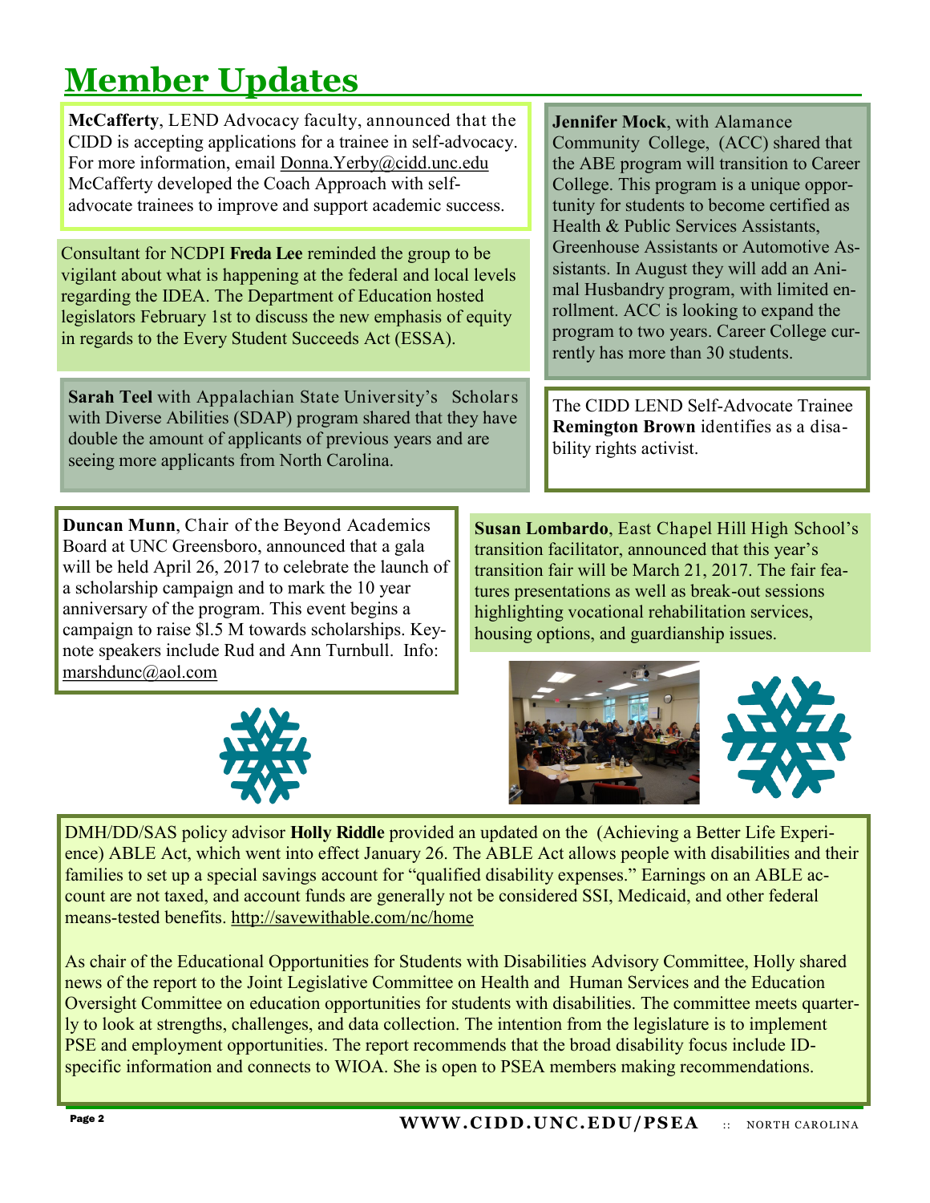# Member Updates

**McCafferty**, LEND Advocacy faculty, announced that the CIDD is accepting applications for a trainee in self-advocacy. For more information, email Donna.Yerby@cidd.unc.edu McCafferty developed the Coach Approach with self-advocate trainees to improve and support academic success.

Consultant for NCDPI **Freda Lee** reminded the group to be vigilant about what is happening at the federal and local levels regarding the IDEA. The Department of Education hosted legislators February 1st to discuss the new emphasis of equity in regards to the Every Student Succeeds Act (ESSA).

**Sarah Teel** with Appalachian State University's Scholars with Diverse Abilities (SDAP) program shared that they have double the amount of applicants of previous years and are seeing more applicants from North Carolina.

**Jennifer Mock**, with Alamance Community College, (ACC) shared that the ABE program will transition to Career College. This program is a unique opportunity for students to become certified as Health & Public Services Assistants, Greenhouse Assistants or Automotive Assistants. In August they will add an Animal Husbandry program, with limited enrollment. ACC is looking to expand the program to two years. Career College currently has more than 30 students.

The CIDD LEND Self-Advocate Trainee **Remington Brown** identifies as a disability rights activist.

**Duncan Munn**, Chair of the Beyond Academics Board at UNC Greensboro, announced that a gala will be held April 26, 2017 to celebrate the launch of a scholarship campaign and to mark the 10 year anniversary of the program. This event begins a campaign to raise $l.5 M towards scholarships. Keynote speakers include Rud and Ann Turnbull. Info: marshdunc@aol.com

**Susan Lombardo**, East Chapel Hill High School's transition facilitator, announced that this year's transition fair will be March 21, 2017. The fair features presentations as well as break-out sessions highlighting vocational rehabilitation services, housing options, and guardianship issues.

DMH/DD/SAS policy advisor **Holly Riddle** provided an updated on the (Achieving a Better Life Experience) ABLE Act, which went into effect January 26. The ABLE Act allows people with disabilities and their families to set up a special savings account for "qualified disability expenses." Earnings on an ABLE account are not taxed, and account funds are generally not be considered SSI, Medicaid, and other federal means-tested benefits. http://savewithable.com/nc/home

As chair of the Educational Opportunities for Students with Disabilities Advisory Committee, Holly shared news of the report to the Joint Legislative Committee on Health and Human Services and the Education Oversight Committee on education opportunities for students with disabilities. The committee meets quarterly to look at strengths, challenges, and data collection. The intention from the legislature is to implement PSE and employment opportunities. The report recommends that the broad disability focus include ID-specific information and connects to WIOA. She is open to PSEA members making recommendations.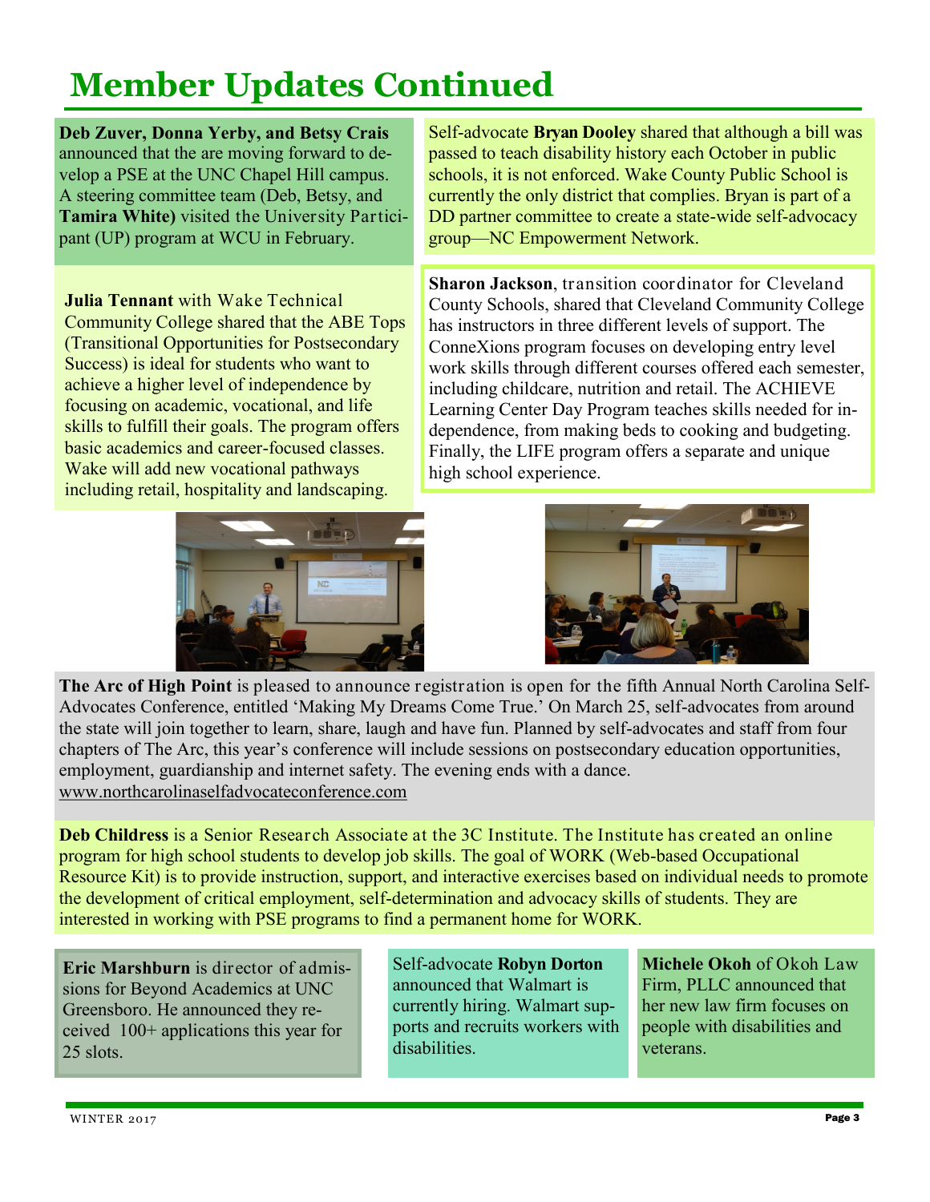# Member Updates Continued

**Deb Zuver, Donna Yerby, and Betsy Crais** announced that the are moving forward to develop a PSE at the UNC Chapel Hill campus. A steering committee team (Deb, Betsy, and **Tamira White)** visited the University Participant (UP) program at WCU in February.

**Julia Tennant** with Wake Technical Community College shared that the ABE Tops (Transitional Opportunities for Postsecondary Success) is ideal for students who want to achieve a higher level of independence by focusing on academic, vocational, and life skills to fulfill their goals. The program offers basic academics and career-focused classes. Wake will add new vocational pathways including retail, hospitality and landscaping.

Self-advocate **Bryan Dooley** shared that although a bill was passed to teach disability history each October in public schools, it is not enforced. Wake County Public School is currently the only district that complies. Bryan is part of a DD partner committee to create a state-wide self-advocacy group—NC Empowerment Network.

**Sharon Jackson**, transition coordinator for Cleveland County Schools, shared that Cleveland Community College has instructors in three different levels of support. The ConneXions program focuses on developing entry level work skills through different courses offered each semester, including childcare, nutrition and retail. The ACHIEVE Learning Center Day Program teaches skills needed for independence, from making beds to cooking and budgeting. Finally, the LIFE program offers a separate and unique high school experience.

**The Arc of High Point** is pleased to announce registration is open for the fifth Annual North Carolina Self-Advocates Conference, entitled 'Making My Dreams Come True.' On March 25, self-advocates from around the state will join together to learn, share, laugh and have fun. Planned by self-advocates and staff from four chapters of The Arc, this year's conference will include sessions on postsecondary education opportunities, employment, guardianship and internet safety. The evening ends with a dance. www.northcarolinaselfadvocateconference.com

**Deb Childress** is a Senior Research Associate at the 3C Institute. The Institute has created an online program for high school students to develop job skills. The goal of WORK (Web-based Occupational Resource Kit) is to provide instruction, support, and interactive exercises based on individual needs to promote the development of critical employment, self-determination and advocacy skills of students. They are interested in working with PSE programs to find a permanent home for WORK.

**Eric Marshburn** is director of admissions for Beyond Academics at UNC Greensboro. He announced they received 100+ applications this year for 25 slots.

Self-advocate **Robyn Dorton** announced that Walmart is currently hiring. Walmart supports and recruits workers with disabilities.

**Michele Okoh** of Okoh Law Firm, PLLC announced that her new law firm focuses on people with disabilities and veterans.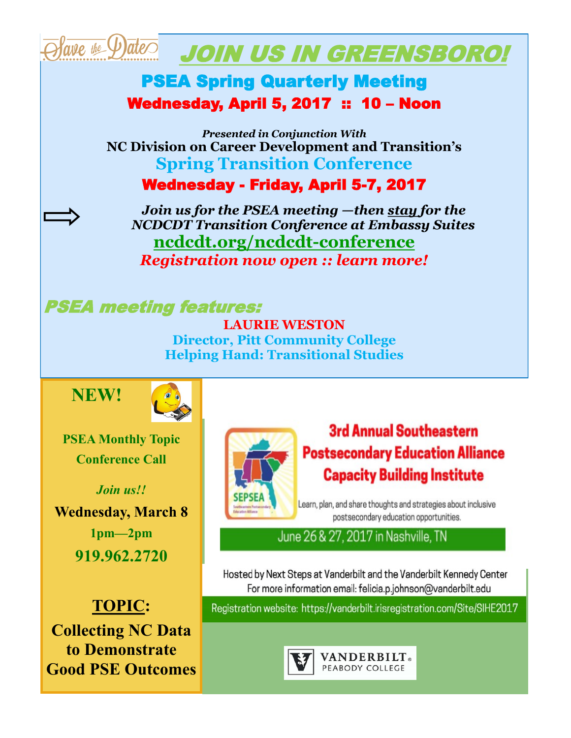Save the Date

# JOIN US IN GREENSBORO!

## PSEA Spring Quarterly Meeting

**Wednesday, April 5, 2017 :: 10 – Noon**

*Presented in Conjunction With*

**NC Division on Career Development and Transition's**

**Spring Transition Conference**

**Wednesday - Friday, April 5-7, 2017**

⟹ ***Join us for the PSEA meeting —then stay for the NCDCDT Transition Conference at Embassy Suites***

**ncdcdt.org/ncdcdt-conference**

***Registration now open :: learn more!***

### PSEA meeting features:

**LAURIE WESTON**

**Director, Pitt Community College**

**Helping Hand: Transitional Studies**

**NEW!**

**PSEA Monthly Topic Conference Call**

*Join us!!*

**Wednesday, March 8**

**1pm—2pm**

**919.962.2720**

**TOPIC:**

**Collecting NC Data to Demonstrate Good PSE Outcomes**

SEPSEA Southeastern Postsecondary Education Alliance

**3rd Annual Southeastern Postsecondary Education Alliance Capacity Building Institute**

Learn, plan, and share thoughts and strategies about inclusive postsecondary education opportunities.

June 26 & 27, 2017 in Nashville, TN

Hosted by Next Steps at Vanderbilt and the Vanderbilt Kennedy Center

For more information email: felicia.p.johnson@vanderbilt.edu

Registration website: https://vanderbilt.irisregistration.com/Site/SIHE2017

VANDERBILT PEABODY COLLEGE